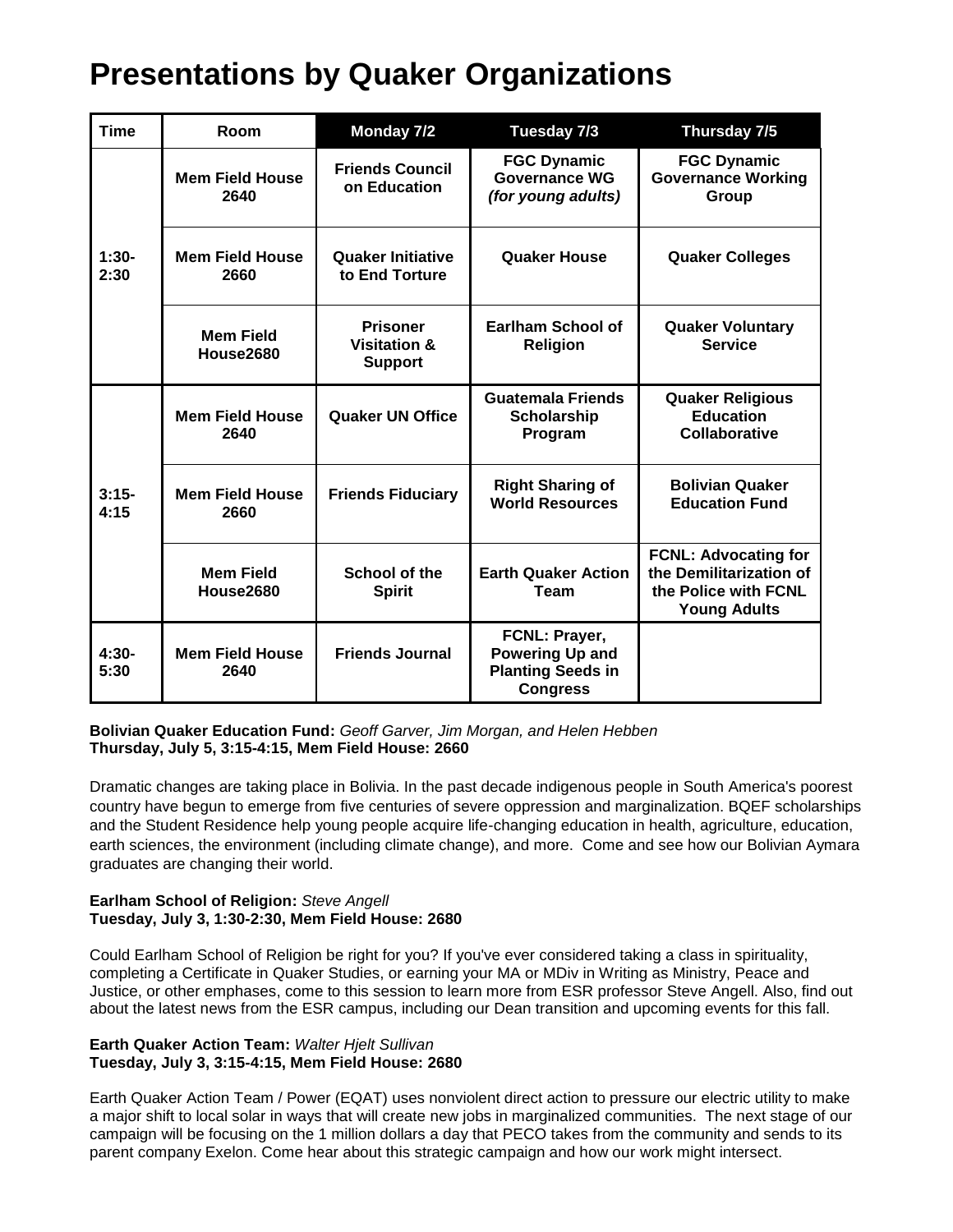# Presentations by Quaker Organizations

| Time | Room | Monday 7/2 | Tuesday 7/3 | Thursday 7/5 |
|---|---|---|---|---|
| 1:30-2:30 | Mem Field House 2640 | Friends Council on Education | FGC Dynamic Governance WG *(for young adults)* | FGC Dynamic Governance Working Group |
| | Mem Field House 2660 | Quaker Initiative to End Torture | Quaker House | Quaker Colleges |
| | Mem Field House2680 | Prisoner Visitation & Support | Earlham School of Religion | Quaker Voluntary Service |
| 3:15-4:15 | Mem Field House 2640 | Quaker UN Office | Guatemala Friends Scholarship Program | Quaker Religious Education Collaborative |
| | Mem Field House 2660 | Friends Fiduciary | Right Sharing of World Resources | Bolivian Quaker Education Fund |
| | Mem Field House2680 | School of the Spirit | Earth Quaker Action Team | FCNL: Advocating for the Demilitarization of the Police with FCNL Young Adults |
| 4:30-5:30 | Mem Field House 2640 | Friends Journal | FCNL: Prayer, Powering Up and Planting Seeds in Congress | |

**Bolivian Quaker Education Fund:** *Geoff Garver, Jim Morgan, and Helen Hebben*
**Thursday, July 5, 3:15-4:15, Mem Field House: 2660**

Dramatic changes are taking place in Bolivia. In the past decade indigenous people in South America's poorest country have begun to emerge from five centuries of severe oppression and marginalization. BQEF scholarships and the Student Residence help young people acquire life-changing education in health, agriculture, education, earth sciences, the environment (including climate change), and more. Come and see how our Bolivian Aymara graduates are changing their world.

**Earlham School of Religion:** *Steve Angell*
**Tuesday, July 3, 1:30-2:30, Mem Field House: 2680**

Could Earlham School of Religion be right for you? If you've ever considered taking a class in spirituality, completing a Certificate in Quaker Studies, or earning your MA or MDiv in Writing as Ministry, Peace and Justice, or other emphases, come to this session to learn more from ESR professor Steve Angell. Also, find out about the latest news from the ESR campus, including our Dean transition and upcoming events for this fall.

**Earth Quaker Action Team:** *Walter Hjelt Sullivan*
**Tuesday, July 3, 3:15-4:15, Mem Field House: 2680**

Earth Quaker Action Team / Power (EQAT) uses nonviolent direct action to pressure our electric utility to make a major shift to local solar in ways that will create new jobs in marginalized communities. The next stage of our campaign will be focusing on the 1 million dollars a day that PECO takes from the community and sends to its parent company Exelon. Come hear about this strategic campaign and how our work might intersect.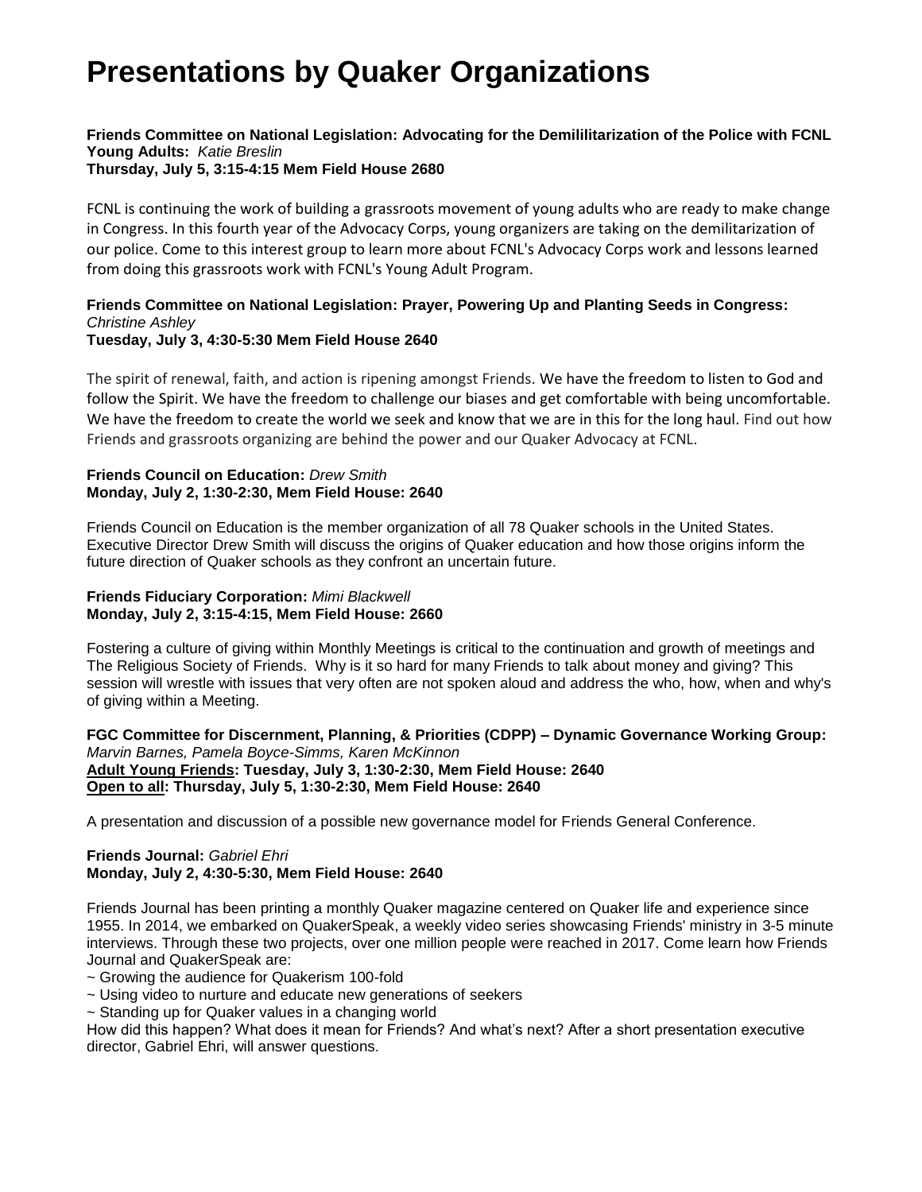# Presentations by Quaker Organizations

**Friends Committee on National Legislation: Advocating for the Demililitarization of the Police with FCNL Young Adults:** *Katie Breslin*
**Thursday, July 5, 3:15-4:15 Mem Field House 2680**

FCNL is continuing the work of building a grassroots movement of young adults who are ready to make change in Congress. In this fourth year of the Advocacy Corps, young organizers are taking on the demilitarization of our police. Come to this interest group to learn more about FCNL's Advocacy Corps work and lessons learned from doing this grassroots work with FCNL's Young Adult Program.

**Friends Committee on National Legislation: Prayer, Powering Up and Planting Seeds in Congress:** *Christine Ashley*
**Tuesday, July 3, 4:30-5:30 Mem Field House 2640**

The spirit of renewal, faith, and action is ripening amongst Friends. We have the freedom to listen to God and follow the Spirit. We have the freedom to challenge our biases and get comfortable with being uncomfortable. We have the freedom to create the world we seek and know that we are in this for the long haul. Find out how Friends and grassroots organizing are behind the power and our Quaker Advocacy at FCNL.

**Friends Council on Education:** *Drew Smith*
**Monday, July 2, 1:30-2:30, Mem Field House: 2640**

Friends Council on Education is the member organization of all 78 Quaker schools in the United States. Executive Director Drew Smith will discuss the origins of Quaker education and how those origins inform the future direction of Quaker schools as they confront an uncertain future.

**Friends Fiduciary Corporation:** *Mimi Blackwell*
**Monday, July 2, 3:15-4:15, Mem Field House: 2660**

Fostering a culture of giving within Monthly Meetings is critical to the continuation and growth of meetings and The Religious Society of Friends. Why is it so hard for many Friends to talk about money and giving? This session will wrestle with issues that very often are not spoken aloud and address the who, how, when and why's of giving within a Meeting.

**FGC Committee for Discernment, Planning, & Priorities (CDPP) – Dynamic Governance Working Group:** *Marvin Barnes, Pamela Boyce-Simms, Karen McKinnon*
**<u>Adult Young Friends</u>: Tuesday, July 3, 1:30-2:30, Mem Field House: 2640**
**<u>Open to all</u>: Thursday, July 5, 1:30-2:30, Mem Field House: 2640**

A presentation and discussion of a possible new governance model for Friends General Conference.

**Friends Journal:** *Gabriel Ehri*
**Monday, July 2, 4:30-5:30, Mem Field House: 2640**

Friends Journal has been printing a monthly Quaker magazine centered on Quaker life and experience since 1955. In 2014, we embarked on QuakerSpeak, a weekly video series showcasing Friends' ministry in 3-5 minute interviews. Through these two projects, over one million people were reached in 2017. Come learn how Friends Journal and QuakerSpeak are:

~ Growing the audience for Quakerism 100-fold
~ Using video to nurture and educate new generations of seekers
~ Standing up for Quaker values in a changing world

How did this happen? What does it mean for Friends? And what's next? After a short presentation executive director, Gabriel Ehri, will answer questions.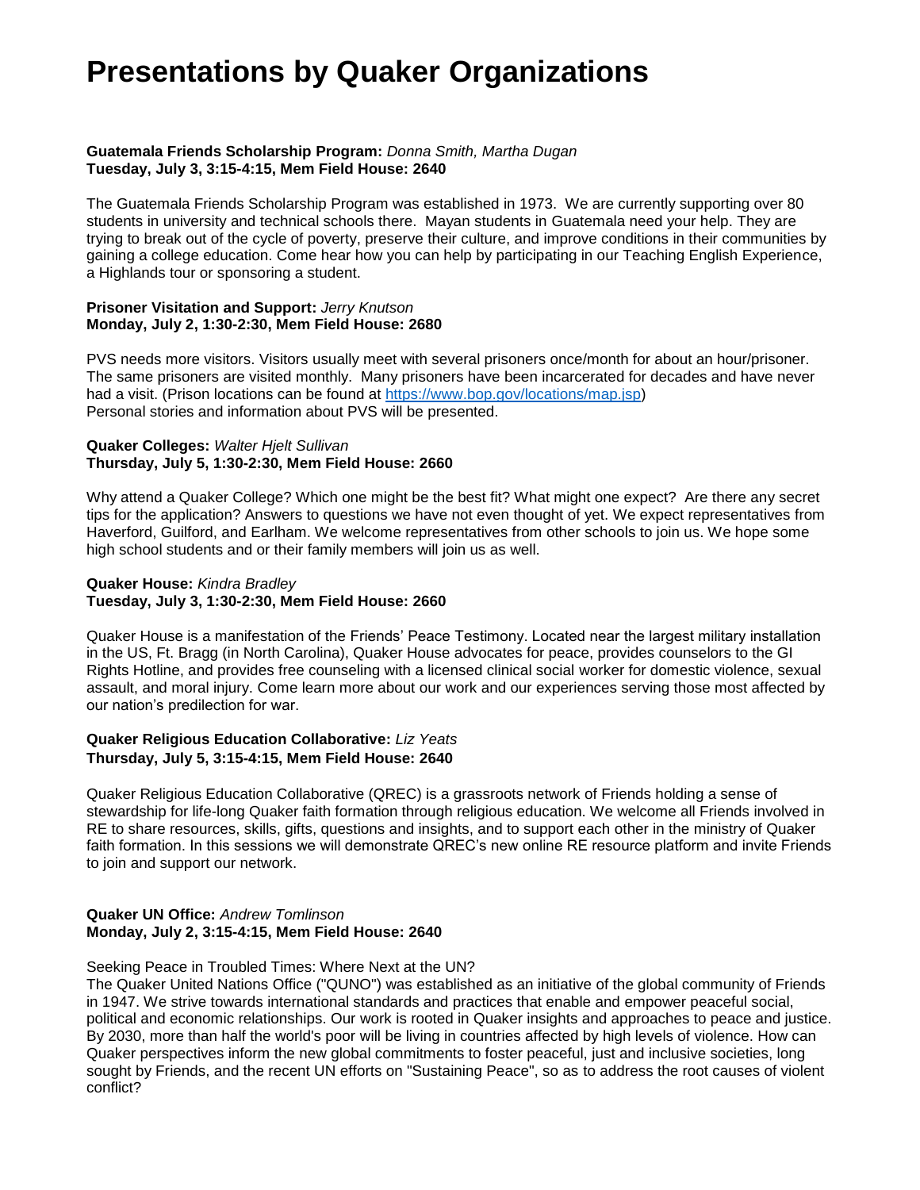# Presentations by Quaker Organizations

**Guatemala Friends Scholarship Program:** *Donna Smith, Martha Dugan*
**Tuesday, July 3, 3:15-4:15, Mem Field House: 2640**

The Guatemala Friends Scholarship Program was established in 1973. We are currently supporting over 80 students in university and technical schools there. Mayan students in Guatemala need your help. They are trying to break out of the cycle of poverty, preserve their culture, and improve conditions in their communities by gaining a college education. Come hear how you can help by participating in our Teaching English Experience, a Highlands tour or sponsoring a student.

**Prisoner Visitation and Support:** *Jerry Knutson*
**Monday, July 2, 1:30-2:30, Mem Field House: 2680**

PVS needs more visitors. Visitors usually meet with several prisoners once/month for about an hour/prisoner. The same prisoners are visited monthly. Many prisoners have been incarcerated for decades and have never had a visit. (Prison locations can be found at https://www.bop.gov/locations/map.jsp)
Personal stories and information about PVS will be presented.

**Quaker Colleges:** *Walter Hjelt Sullivan*
**Thursday, July 5, 1:30-2:30, Mem Field House: 2660**

Why attend a Quaker College? Which one might be the best fit? What might one expect? Are there any secret tips for the application? Answers to questions we have not even thought of yet. We expect representatives from Haverford, Guilford, and Earlham. We welcome representatives from other schools to join us. We hope some high school students and or their family members will join us as well.

**Quaker House:** *Kindra Bradley*
**Tuesday, July 3, 1:30-2:30, Mem Field House: 2660**

Quaker House is a manifestation of the Friends' Peace Testimony. Located near the largest military installation in the US, Ft. Bragg (in North Carolina), Quaker House advocates for peace, provides counselors to the GI Rights Hotline, and provides free counseling with a licensed clinical social worker for domestic violence, sexual assault, and moral injury. Come learn more about our work and our experiences serving those most affected by our nation's predilection for war.

**Quaker Religious Education Collaborative:** *Liz Yeats*
**Thursday, July 5, 3:15-4:15, Mem Field House: 2640**

Quaker Religious Education Collaborative (QREC) is a grassroots network of Friends holding a sense of stewardship for life-long Quaker faith formation through religious education. We welcome all Friends involved in RE to share resources, skills, gifts, questions and insights, and to support each other in the ministry of Quaker faith formation. In this sessions we will demonstrate QREC's new online RE resource platform and invite Friends to join and support our network.

**Quaker UN Office:** *Andrew Tomlinson*
**Monday, July 2, 3:15-4:15, Mem Field House: 2640**

Seeking Peace in Troubled Times: Where Next at the UN?
The Quaker United Nations Office ("QUNO") was established as an initiative of the global community of Friends in 1947. We strive towards international standards and practices that enable and empower peaceful social, political and economic relationships. Our work is rooted in Quaker insights and approaches to peace and justice. By 2030, more than half the world's poor will be living in countries affected by high levels of violence. How can Quaker perspectives inform the new global commitments to foster peaceful, just and inclusive societies, long sought by Friends, and the recent UN efforts on "Sustaining Peace", so as to address the root causes of violent conflict?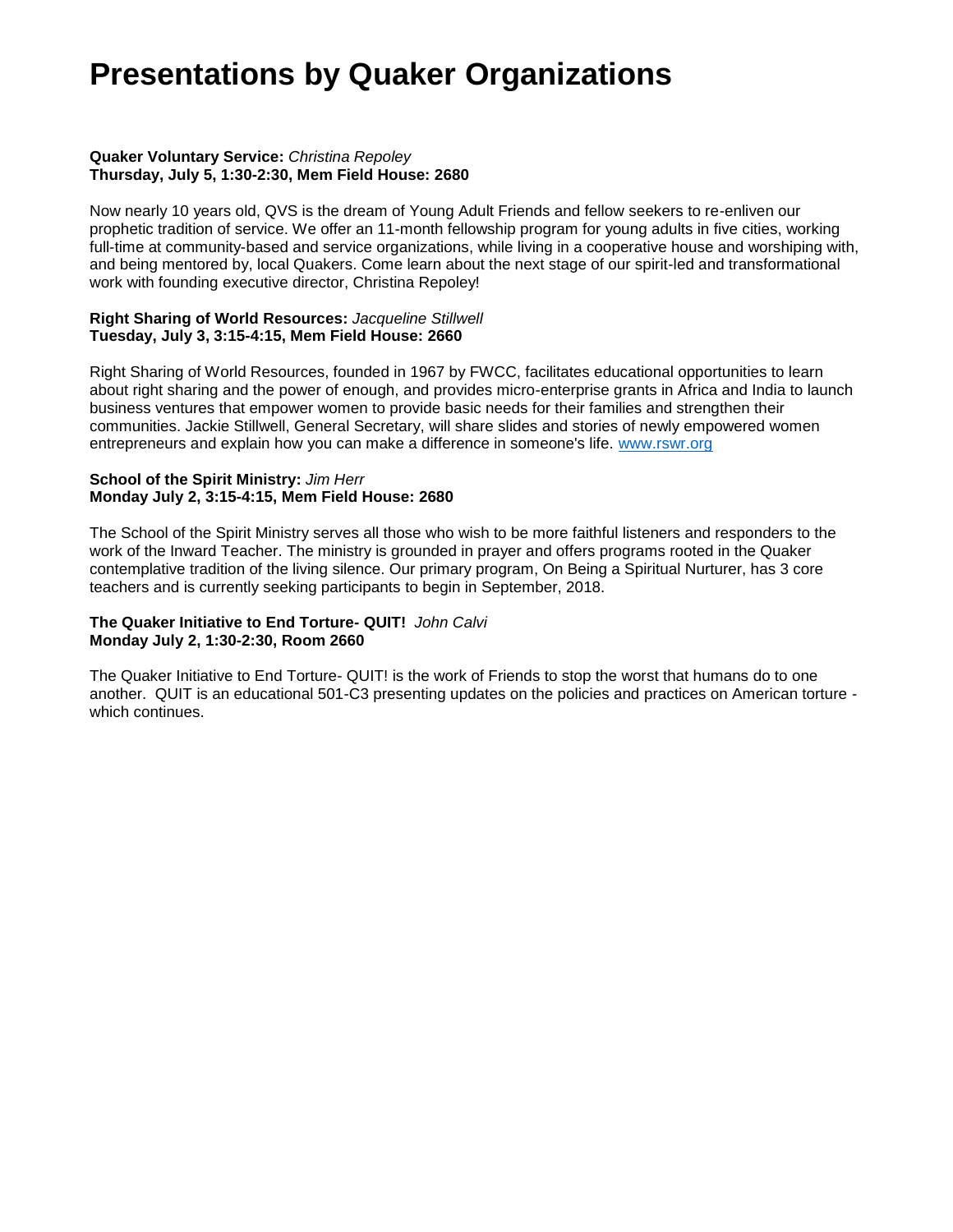# Presentations by Quaker Organizations

**Quaker Voluntary Service:** *Christina Repoley*
**Thursday, July 5, 1:30-2:30, Mem Field House: 2680**

Now nearly 10 years old, QVS is the dream of Young Adult Friends and fellow seekers to re-enliven our prophetic tradition of service. We offer an 11-month fellowship program for young adults in five cities, working full-time at community-based and service organizations, while living in a cooperative house and worshiping with, and being mentored by, local Quakers. Come learn about the next stage of our spirit-led and transformational work with founding executive director, Christina Repoley!

**Right Sharing of World Resources:** *Jacqueline Stillwell*
**Tuesday, July 3, 3:15-4:15, Mem Field House: 2660**

Right Sharing of World Resources, founded in 1967 by FWCC, facilitates educational opportunities to learn about right sharing and the power of enough, and provides micro-enterprise grants in Africa and India to launch business ventures that empower women to provide basic needs for their families and strengthen their communities. Jackie Stillwell, General Secretary, will share slides and stories of newly empowered women entrepreneurs and explain how you can make a difference in someone's life. www.rswr.org

**School of the Spirit Ministry:** *Jim Herr*
**Monday July 2, 3:15-4:15, Mem Field House: 2680**

The School of the Spirit Ministry serves all those who wish to be more faithful listeners and responders to the work of the Inward Teacher. The ministry is grounded in prayer and offers programs rooted in the Quaker contemplative tradition of the living silence. Our primary program, On Being a Spiritual Nurturer, has 3 core teachers and is currently seeking participants to begin in September, 2018.

**The Quaker Initiative to End Torture- QUIT!** *John Calvi*
**Monday July 2, 1:30-2:30, Room 2660**

The Quaker Initiative to End Torture- QUIT! is the work of Friends to stop the worst that humans do to one another. QUIT is an educational 501-C3 presenting updates on the policies and practices on American torture - which continues.